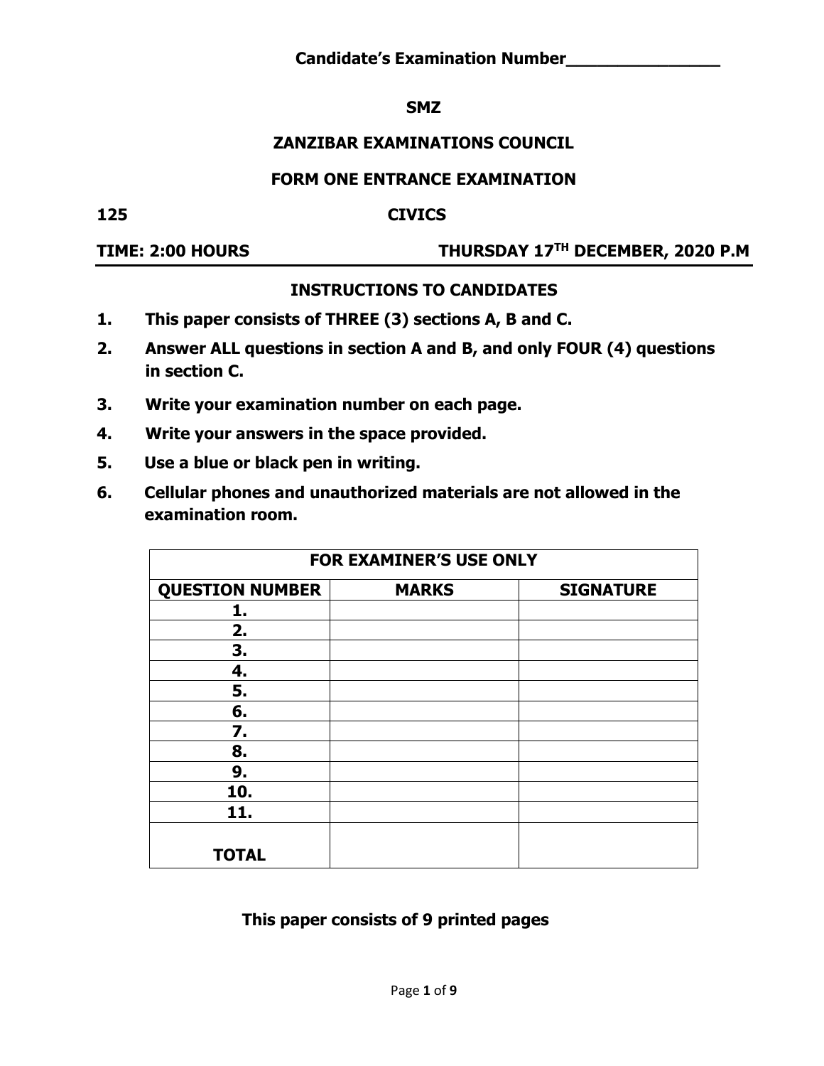**Candidate's Examination Number________________**

**SMZ**

# ZANZIBAR EXAMINATIONS COUNCIL

## FORM ONE ENTRANCE EXAMINATION

**125** **CIVICS**

**TIME: 2:00 HOURS** **THURSDAY 17TH DECEMBER, 2020 P.M**

### INSTRUCTIONS TO CANDIDATES

1. **This paper consists of THREE (3) sections A, B and C.**
2. **Answer ALL questions in section A and B, and only FOUR (4) questions in section C.**
3. **Write your examination number on each page.**
4. **Write your answers in the space provided.**
5. **Use a blue or black pen in writing.**
6. **Cellular phones and unauthorized materials are not allowed in the examination room.**

| FOR EXAMINER'S USE ONLY | | |
|---|---|---|
| **QUESTION NUMBER** | **MARKS** | **SIGNATURE** |
| **1.** | | |
| **2.** | | |
| **3.** | | |
| **4.** | | |
| **5.** | | |
| **6.** | | |
| **7.** | | |
| **8.** | | |
| **9.** | | |
| **10.** | | |
| **11.** | | |
| **TOTAL** | | |

**This paper consists of 9 printed pages**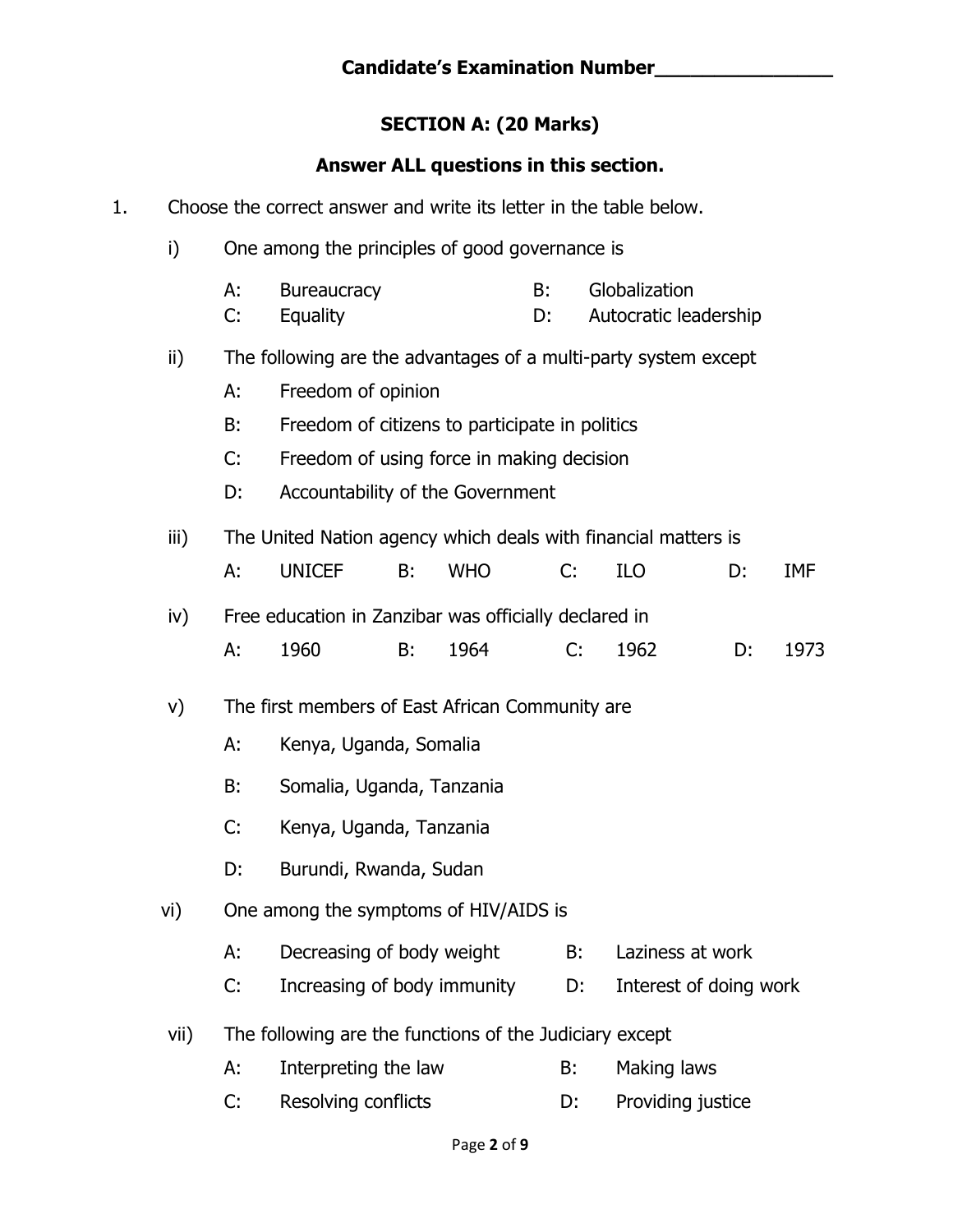**Candidate's Examination Number________________**

## SECTION A: (20 Marks)

**Answer ALL questions in this section.**

1. Choose the correct answer and write its letter in the table below.

   i) One among the principles of good governance is

   A: Bureaucracy  B: Globalization
   C: Equality  D: Autocratic leadership

   ii) The following are the advantages of a multi-party system except

   A: Freedom of opinion
   B: Freedom of citizens to participate in politics
   C: Freedom of using force in making decision
   D: Accountability of the Government

   iii) The United Nation agency which deals with financial matters is

   A: UNICEF  B: WHO  C: ILO  D: IMF

   iv) Free education in Zanzibar was officially declared in

   A: 1960  B: 1964  C: 1962  D: 1973

   v) The first members of East African Community are

   A: Kenya, Uganda, Somalia
   B: Somalia, Uganda, Tanzania
   C: Kenya, Uganda, Tanzania
   D: Burundi, Rwanda, Sudan

   vi) One among the symptoms of HIV/AIDS is

   A: Decreasing of body weight  B: Laziness at work
   C: Increasing of body immunity  D: Interest of doing work

   vii) The following are the functions of the Judiciary except

   A: Interpreting the law  B: Making laws
   C: Resolving conflicts  D: Providing justice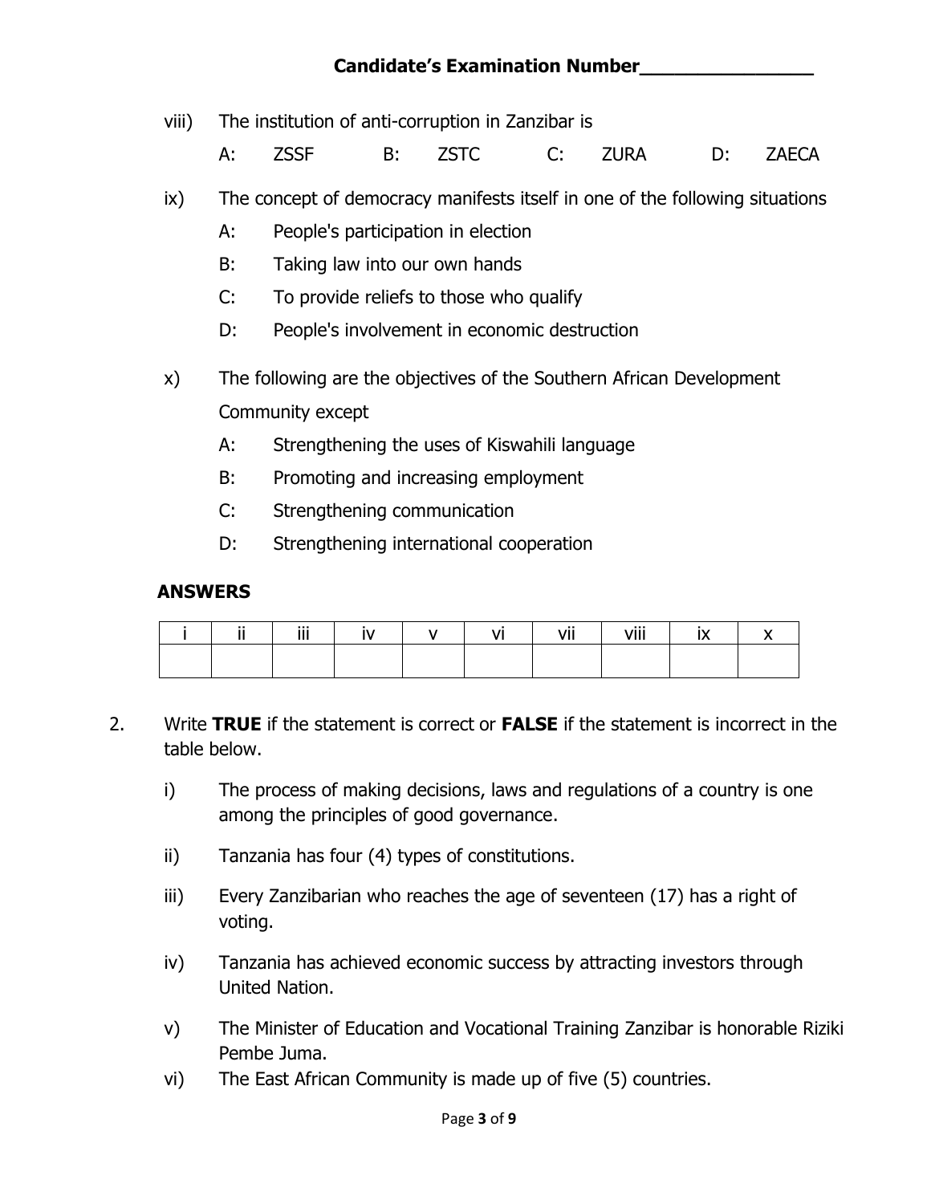**Candidate's Examination Number________________**

viii) The institution of anti-corruption in Zanzibar is

A: ZSSF B: ZSTC C: ZURA D: ZAECA

ix) The concept of democracy manifests itself in one of the following situations

A: People's participation in election

B: Taking law into our own hands

C: To provide reliefs to those who qualify

D: People's involvement in economic destruction

x) The following are the objectives of the Southern African Development Community except

A: Strengthening the uses of Kiswahili language

B: Promoting and increasing employment

C: Strengthening communication

D: Strengthening international cooperation

**ANSWERS**

| i | ii | iii | iv | v | vi | vii | viii | ix | x |
|---|---|---|---|---|---|---|---|---|---|
| | | | | | | | | | |

2. Write **TRUE** if the statement is correct or **FALSE** if the statement is incorrect in the table below.

i) The process of making decisions, laws and regulations of a country is one among the principles of good governance.

ii) Tanzania has four (4) types of constitutions.

iii) Every Zanzibarian who reaches the age of seventeen (17) has a right of voting.

iv) Tanzania has achieved economic success by attracting investors through United Nation.

v) The Minister of Education and Vocational Training Zanzibar is honorable Riziki Pembe Juma.

vi) The East African Community is made up of five (5) countries.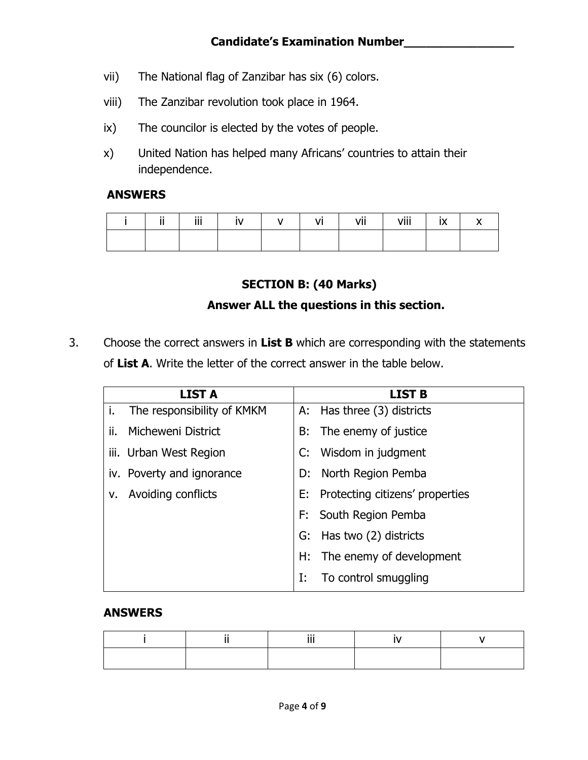**Candidate's Examination Number_______________**

vii) The National flag of Zanzibar has six (6) colors.

viii) The Zanzibar revolution took place in 1964.

ix) The councilor is elected by the votes of people.

x) United Nation has helped many Africans' countries to attain their independence.

**ANSWERS**

| i | ii | iii | iv | v | vi | vii | viii | ix | x |
|---|---|---|---|---|---|---|---|---|---|
| | | | | | | | | | |

## SECTION B: (40 Marks)

**Answer ALL the questions in this section.**

3. Choose the correct answers in **List B** which are corresponding with the statements of **List A**. Write the letter of the correct answer in the table below.

| LIST A | LIST B |
|---|---|
| i. The responsibility of KMKM | A: Has three (3) districts |
| ii. Micheweni District | B: The enemy of justice |
| iii. Urban West Region | C: Wisdom in judgment |
| iv. Poverty and ignorance | D: North Region Pemba |
| v. Avoiding conflicts | E: Protecting citizens' properties |
| | F: South Region Pemba |
| | G: Has two (2) districts |
| | H: The enemy of development |
| | I: To control smuggling |

**ANSWERS**

| i | ii | iii | iv | v |
|---|---|---|---|---|
| | | | | |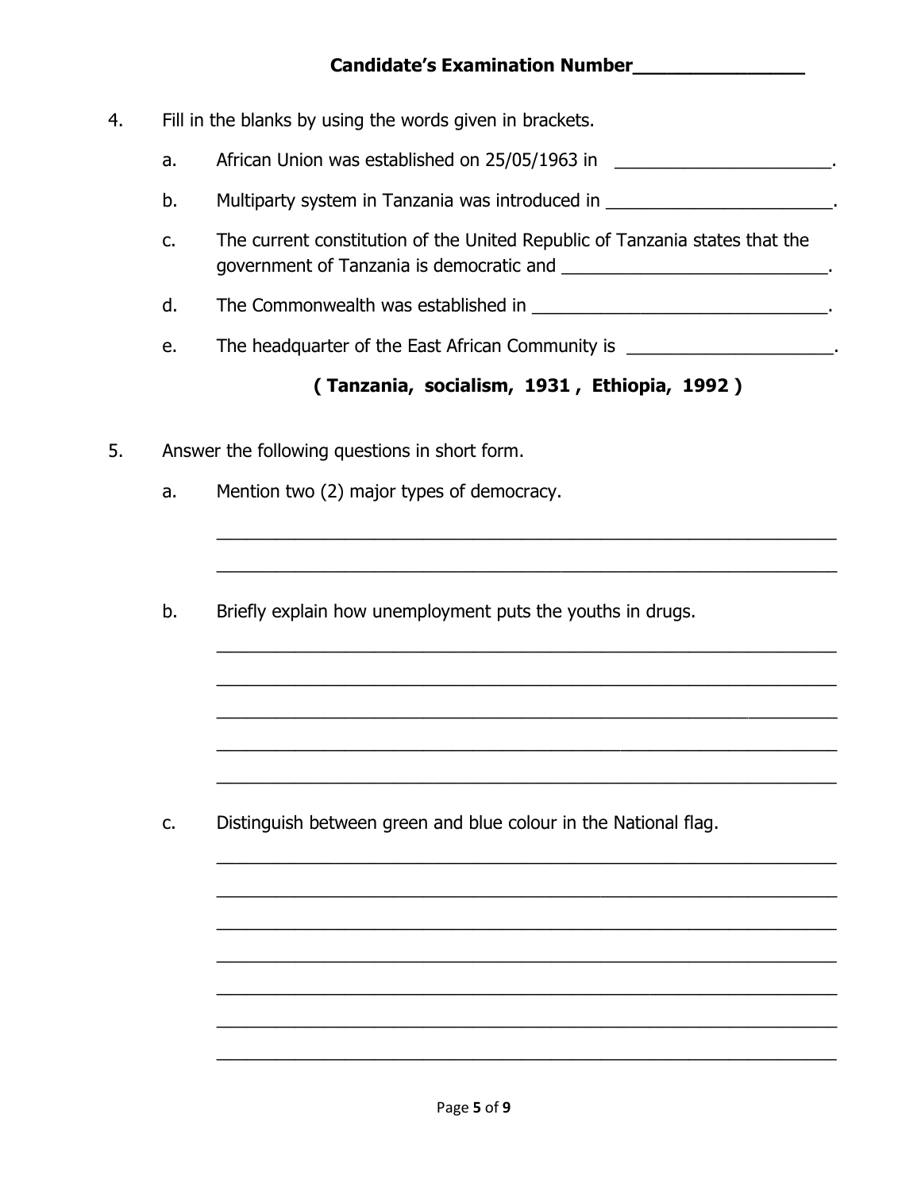**Candidate's Examination Number_______________**

4. Fill in the blanks by using the words given in brackets.

   a. African Union was established on 25/05/1963 in ______________________.

   b. Multiparty system in Tanzania was introduced in _______________________.

   c. The current constitution of the United Republic of Tanzania states that the government of Tanzania is democratic and ___________________________.

   d. The Commonwealth was established in ______________________________.

   e. The headquarter of the East African Community is _____________________.

   **( Tanzania, socialism, 1931 , Ethiopia, 1992 )**

5. Answer the following questions in short form.

   a. Mention two (2) major types of democracy.

   _______________________________________________________________

   _______________________________________________________________

   b. Briefly explain how unemployment puts the youths in drugs.

   _______________________________________________________________

   _______________________________________________________________

   _______________________________________________________________

   _______________________________________________________________

   _______________________________________________________________

   c. Distinguish between green and blue colour in the National flag.

   _______________________________________________________________

   _______________________________________________________________

   _______________________________________________________________

   _______________________________________________________________

   _______________________________________________________________

   _______________________________________________________________

   _______________________________________________________________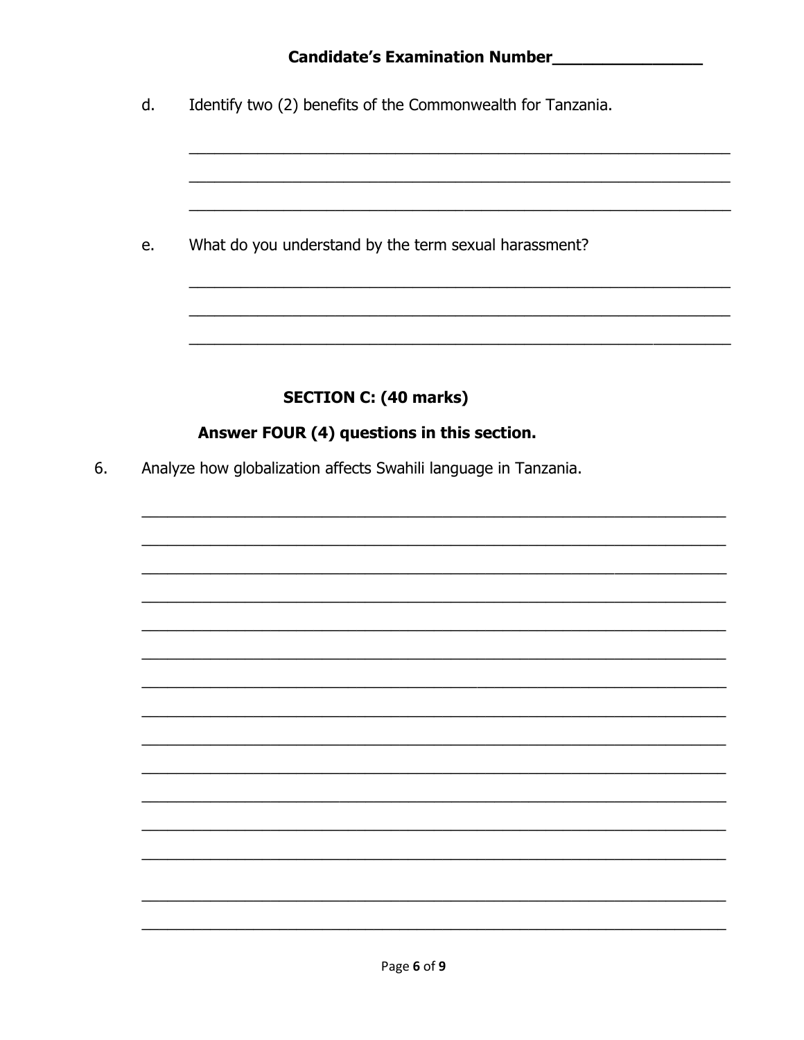**Candidate's Examination Number________________**

d. Identify two (2) benefits of the Commonwealth for Tanzania.

_______________________________________________________________

_______________________________________________________________

_______________________________________________________________

e. What do you understand by the term sexual harassment?

_______________________________________________________________

_______________________________________________________________

_______________________________________________________________

## SECTION C: (40 marks)

### Answer FOUR (4) questions in this section.

6. Analyze how globalization affects Swahili language in Tanzania.

_______________________________________________________________

_______________________________________________________________

_______________________________________________________________

_______________________________________________________________

_______________________________________________________________

_______________________________________________________________

_______________________________________________________________

_______________________________________________________________

_______________________________________________________________

_______________________________________________________________

_______________________________________________________________

_______________________________________________________________

_______________________________________________________________

_______________________________________________________________

_______________________________________________________________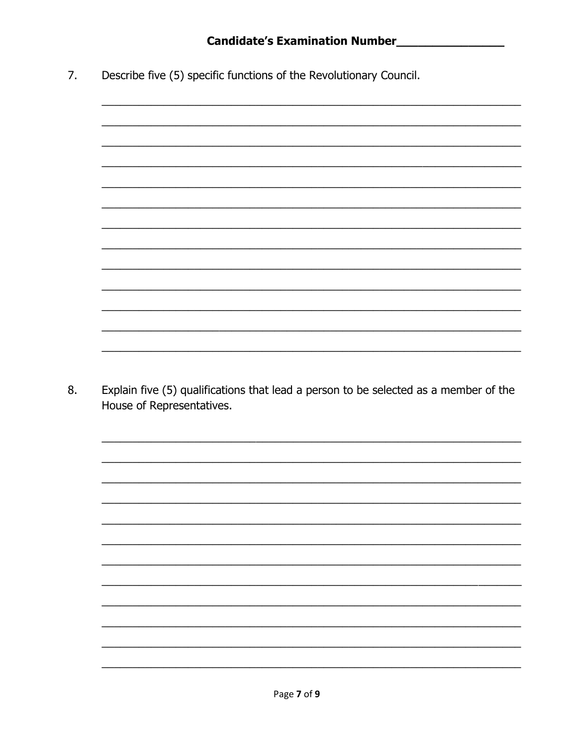**Candidate's Examination Number________________**

7. Describe five (5) specific functions of the Revolutionary Council.

_____________________________________________________________________

_____________________________________________________________________

_____________________________________________________________________

_____________________________________________________________________

_____________________________________________________________________

_____________________________________________________________________

_____________________________________________________________________

_____________________________________________________________________

_____________________________________________________________________

_____________________________________________________________________

_____________________________________________________________________

_____________________________________________________________________

_____________________________________________________________________

8. Explain five (5) qualifications that lead a person to be selected as a member of the House of Representatives.

_____________________________________________________________________

_____________________________________________________________________

_____________________________________________________________________

_____________________________________________________________________

_____________________________________________________________________

_____________________________________________________________________

_____________________________________________________________________

_____________________________________________________________________

_____________________________________________________________________

_____________________________________________________________________

_____________________________________________________________________

_____________________________________________________________________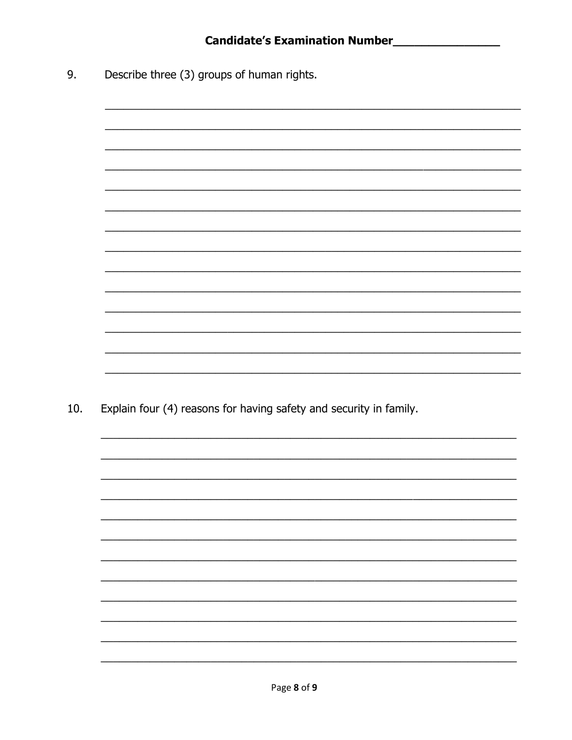Candidate's Examination Number________________

9. Describe three (3) groups of human rights.

_______________________________________________________________

_______________________________________________________________

_______________________________________________________________

_______________________________________________________________

_______________________________________________________________

_______________________________________________________________

_______________________________________________________________

_______________________________________________________________

_______________________________________________________________

_______________________________________________________________

_______________________________________________________________

_______________________________________________________________

_______________________________________________________________

_______________________________________________________________

10. Explain four (4) reasons for having safety and security in family.

_______________________________________________________________

_______________________________________________________________

_______________________________________________________________

_______________________________________________________________

_______________________________________________________________

_______________________________________________________________

_______________________________________________________________

_______________________________________________________________

_______________________________________________________________

_______________________________________________________________

_______________________________________________________________

_______________________________________________________________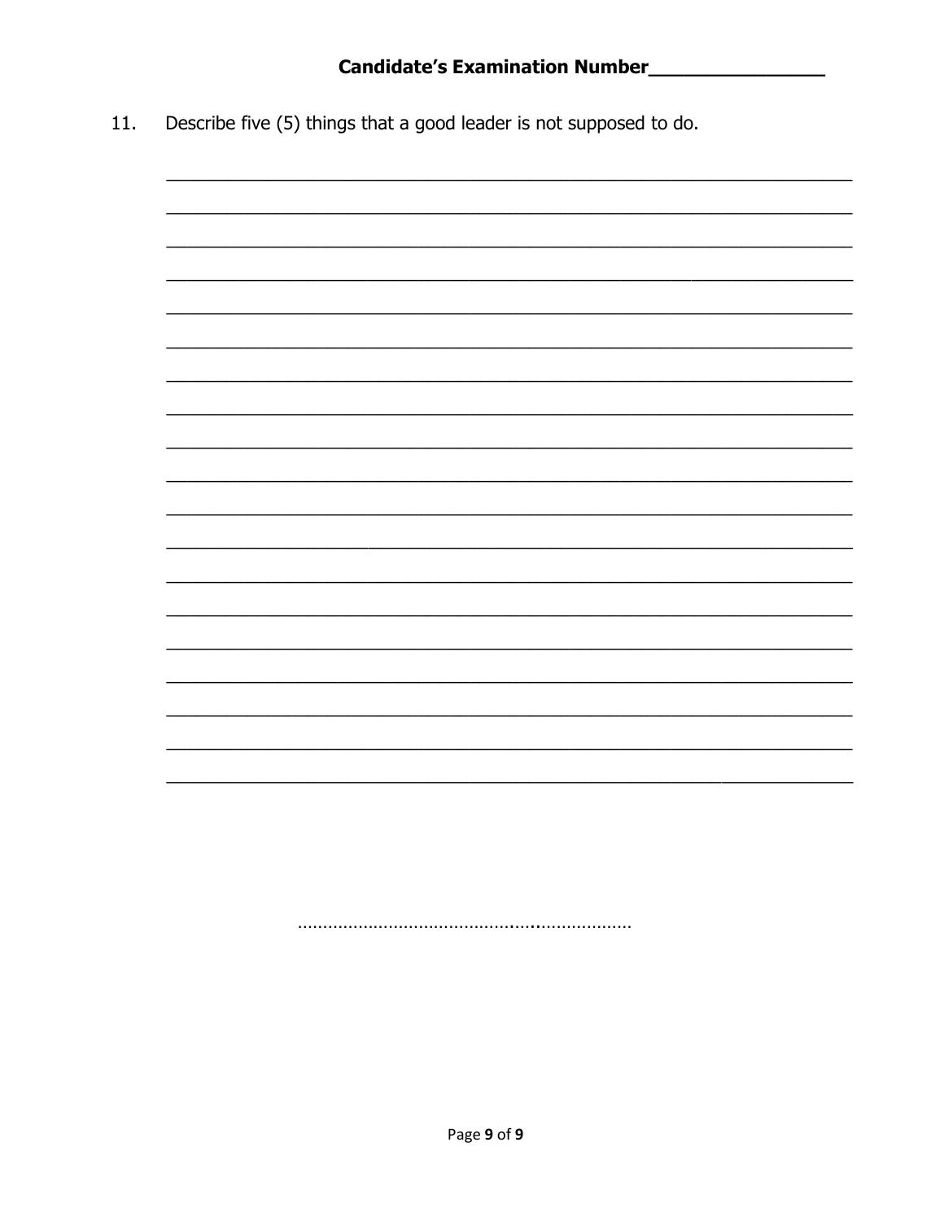**Candidate's Examination Number_______________**

11. Describe five (5) things that a good leader is not supposed to do.

___________________________________________________________________________

___________________________________________________________________________

___________________________________________________________________________

___________________________________________________________________________

___________________________________________________________________________

___________________________________________________________________________

___________________________________________________________________________

___________________________________________________________________________

___________________________________________________________________________

___________________________________________________________________________

___________________________________________________________________________

___________________________________________________________________________

___________________________________________________________________________

___________________________________________________________________________

___________________________________________________________________________

___________________________________________________________________________

___________________________________________________________________________

___________________________________________________________________________

___________________________________________________________________________

…………………………………………………………